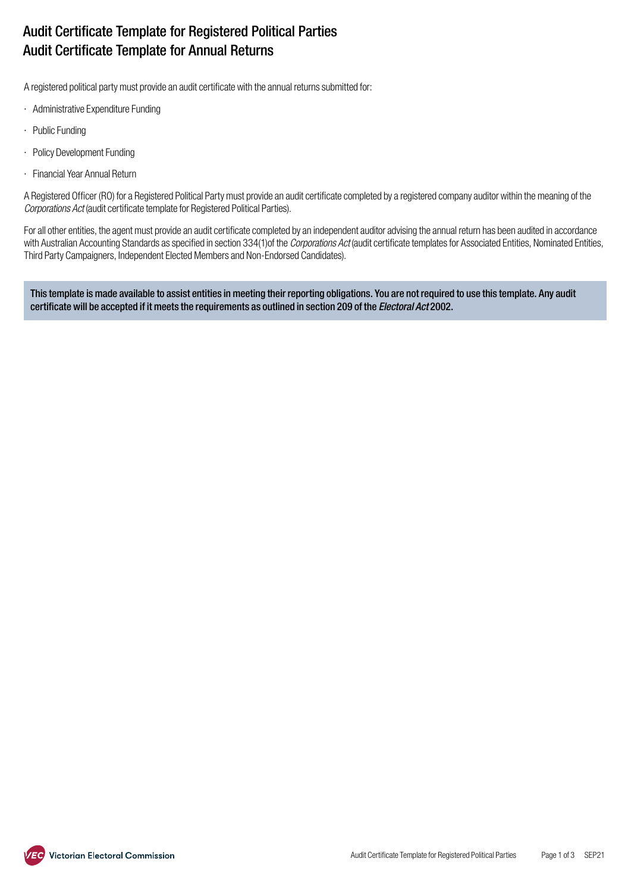# Audit Certificate Template for Registered Political Parties
# Audit Certificate Template for Annual Returns

A registered political party must provide an audit certificate with the annual returns submitted for:

- Administrative Expenditure Funding
- Public Funding
- Policy Development Funding
- Financial Year Annual Return

A Registered Officer (RO) for a Registered Political Party must provide an audit certificate completed by a registered company auditor within the meaning of the *Corporations Act* (audit certificate template for Registered Political Parties).

For all other entities, the agent must provide an audit certificate completed by an independent auditor advising the annual return has been audited in accordance with Australian Accounting Standards as specified in section 334(1)of the *Corporations Act* (audit certificate templates for Associated Entities, Nominated Entities, Third Party Campaigners, Independent Elected Members and Non-Endorsed Candidates).

**This template is made available to assist entities in meeting their reporting obligations. You are not required to use this template. Any audit certificate will be accepted if it meets the requirements as outlined in section 209 of the *Electoral Act* 2002.**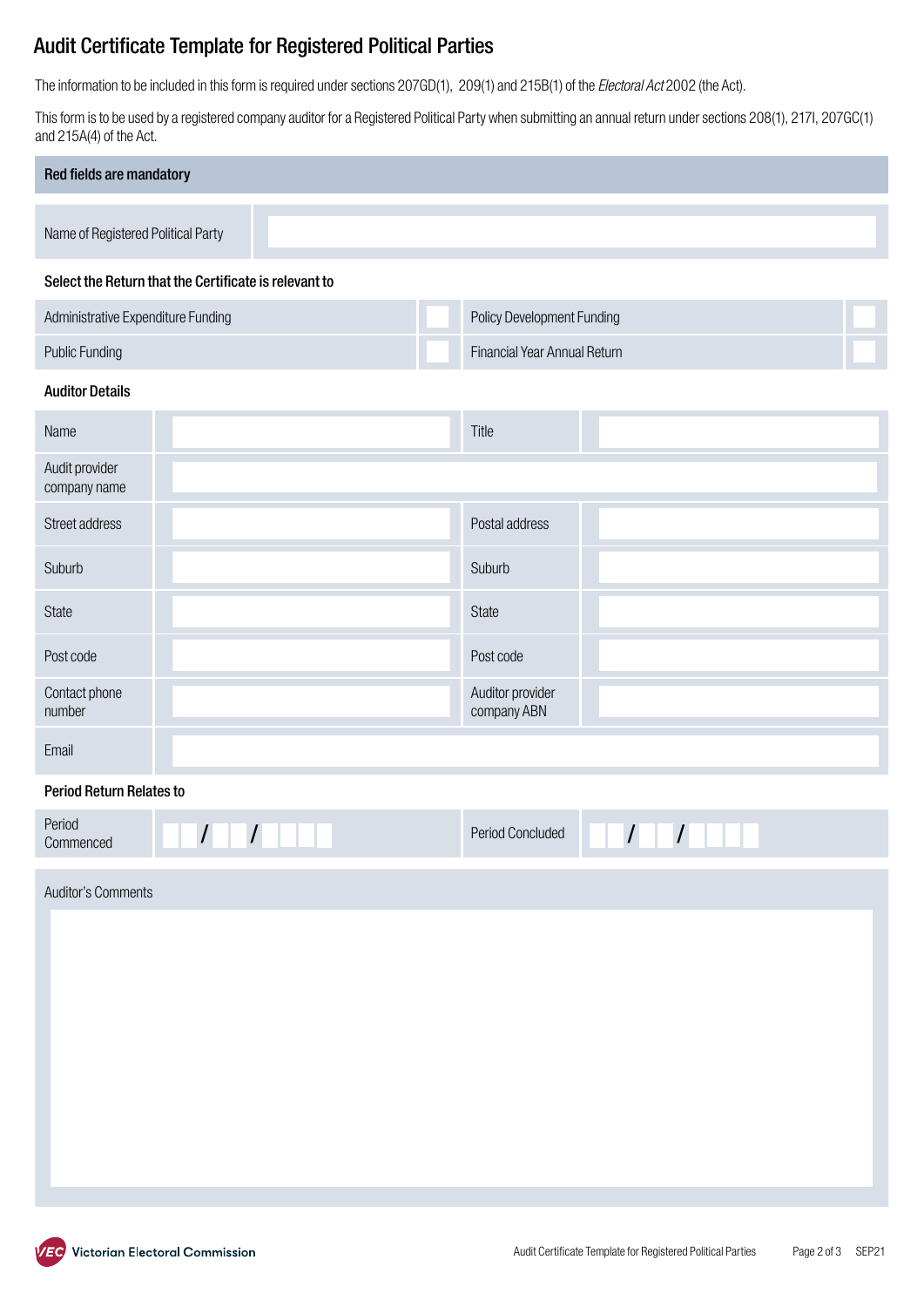# Audit Certificate Template for Registered Political Parties

The information to be included in this form is required under sections 207GD(1), 209(1) and 215B(1) of the *Electoral Act* 2002 (the Act).

This form is to be used by a registered company auditor for a Registered Political Party when submitting an annual return under sections 208(1), 217I, 207GC(1) and 215A(4) of the Act.

**Red fields are mandatory**

| Name of Registered Political Party | |
|---|---|

**Select the Return that the Certificate is relevant to**

| | | | |
|---|---|---|---|
| Administrative Expenditure Funding | ☐ | Policy Development Funding | ☐ |
| Public Funding | ☐ | Financial Year Annual Return | ☐ |

**Auditor Details**

| | | | |
|---|---|---|---|
| Name | | Title | |
| Audit provider company name | | | |
| Street address | | Postal address | |
| Suburb | | Suburb | |
| State | | State | |
| Post code | | Post code | |
| Contact phone number | | Auditor provider company ABN | |
| Email | | | |

**Period Return Relates to**

| | | | |
|---|---|---|---|
| Period Commenced | / / | Period Concluded | / / |

Auditor's Comments

| |
|---|
| |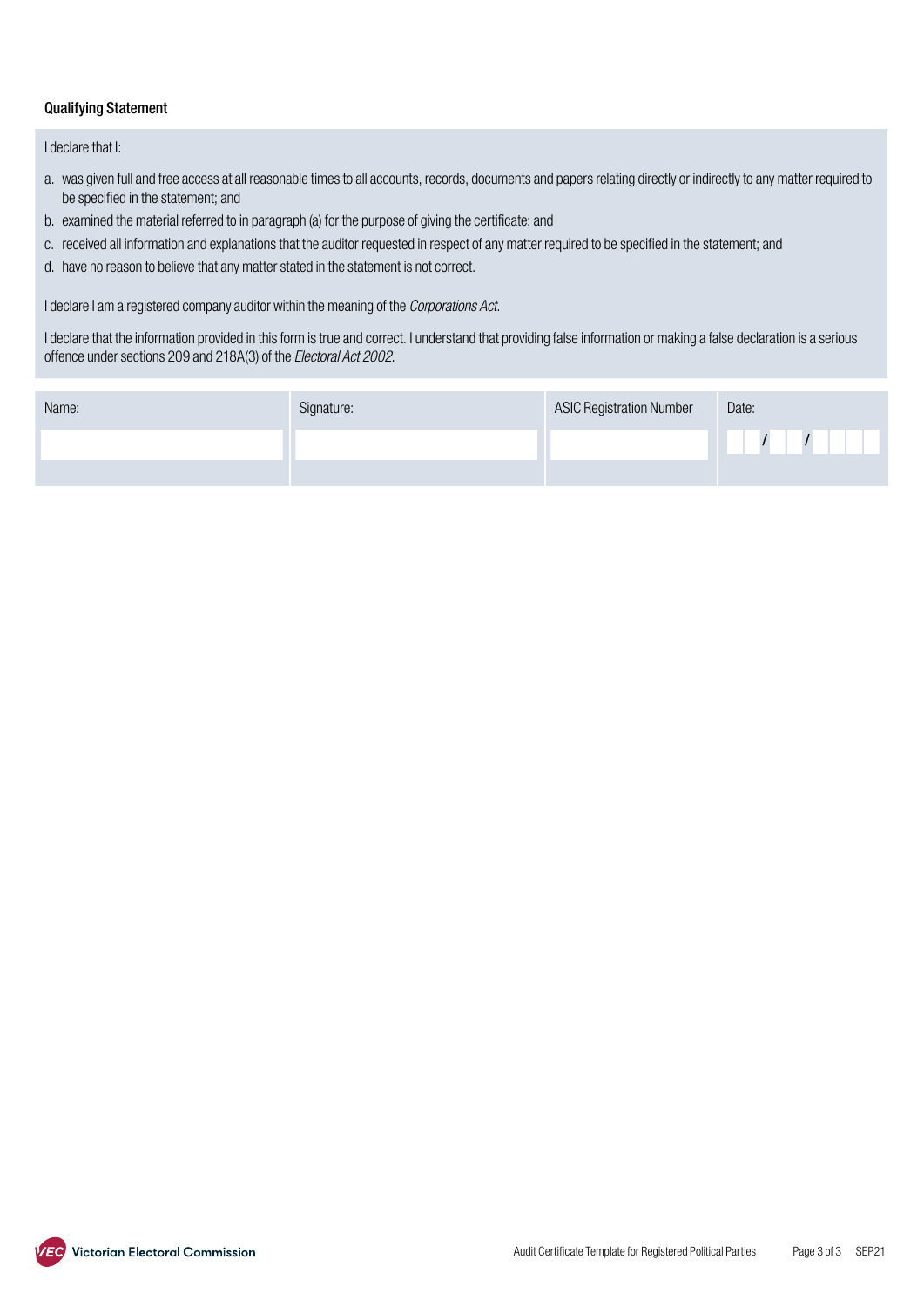### Qualifying Statement

I declare that I:

a. was given full and free access at all reasonable times to all accounts, records, documents and papers relating directly or indirectly to any matter required to be specified in the statement; and
b. examined the material referred to in paragraph (a) for the purpose of giving the certificate; and
c. received all information and explanations that the auditor requested in respect of any matter required to be specified in the statement; and
d. have no reason to believe that any matter stated in the statement is not correct.

I declare I am a registered company auditor within the meaning of the *Corporations Act.*

I declare that the information provided in this form is true and correct. I understand that providing false information or making a false declaration is a serious offence under sections 209 and 218A(3) of the *Electoral Act 2002.*

| Name: | Signature: | ASIC Registration Number | Date: |
| --- | --- | --- | --- |
| | | | / / |